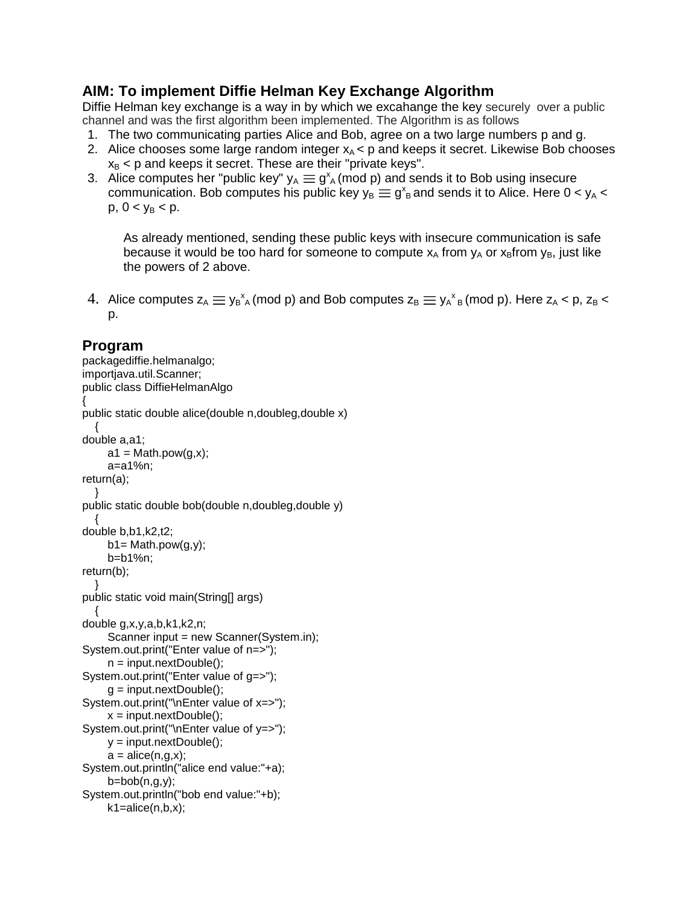### AIM: To implement Diffie Helman Key Exchange Algorithm

Diffie Helman key exchange is a way in by which we excahange the key securely over a public channel and was the first algorithm been implemented. The Algorithm is as follows

1. The two communicating parties Alice and Bob, agree on a two large numbers p and g.
2. Alice chooses some large random integer $x_A < p$ and keeps it secret. Likewise Bob chooses $x_B < p$ and keeps it secret. These are their "private keys".
3. Alice computes her "public key" $y_A \equiv g^{x_A}$ (mod p) and sends it to Bob using insecure communication. Bob computes his public key $y_B \equiv g^{x_B}$ and sends it to Alice. Here $0 < y_A < p$, $0 < y_B < p$.

   As already mentioned, sending these public keys with insecure communication is safe because it would be too hard for someone to compute $x_A$ from $y_A$ or $x_B$from $y_B$, just like the powers of 2 above.

4. Alice computes $z_A \equiv y_B^{x_A}$ (mod p) and Bob computes $z_B \equiv y_A^{x_B}$ (mod p). Here $z_A < p$, $z_B < p$.

### Program

```
packagediffie.helmanalgo;
importjava.util.Scanner;
public class DiffieHelmanAlgo
{
public static double alice(double n,doubleg,double x)
   {
double a,a1;
       a1 = Math.pow(g,x);
       a=a1%n;
return(a);
   }
public static double bob(double n,doubleg,double y)
   {
double b,b1,k2,t2;
       b1= Math.pow(g,y);
       b=b1%n;
return(b);
   }
public static void main(String[] args)
   {
double g,x,y,a,b,k1,k2,n;
       Scanner input = new Scanner(System.in);
System.out.print("Enter value of n=>");
       n = input.nextDouble();
System.out.print("Enter value of g=>");
       g = input.nextDouble();
System.out.print("\nEnter value of x=>");
       x = input.nextDouble();
System.out.print("\nEnter value of y=>");
       y = input.nextDouble();
       a = alice(n,g,x);
System.out.println("alice end value:"+a);
       b=bob(n,g,y);
System.out.println("bob end value:"+b);
       k1=alice(n,b,x);
```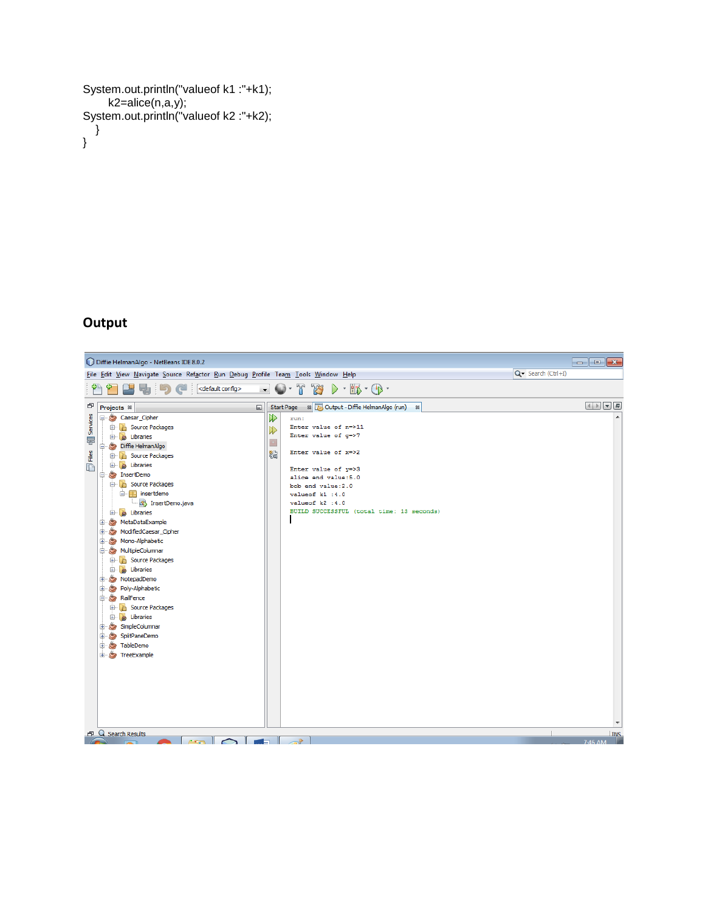```
System.out.println("valueof k1 :"+k1);
      k2=alice(n,a,y);
System.out.println("valueof k2 :"+k2);
   }
}
```

## Output